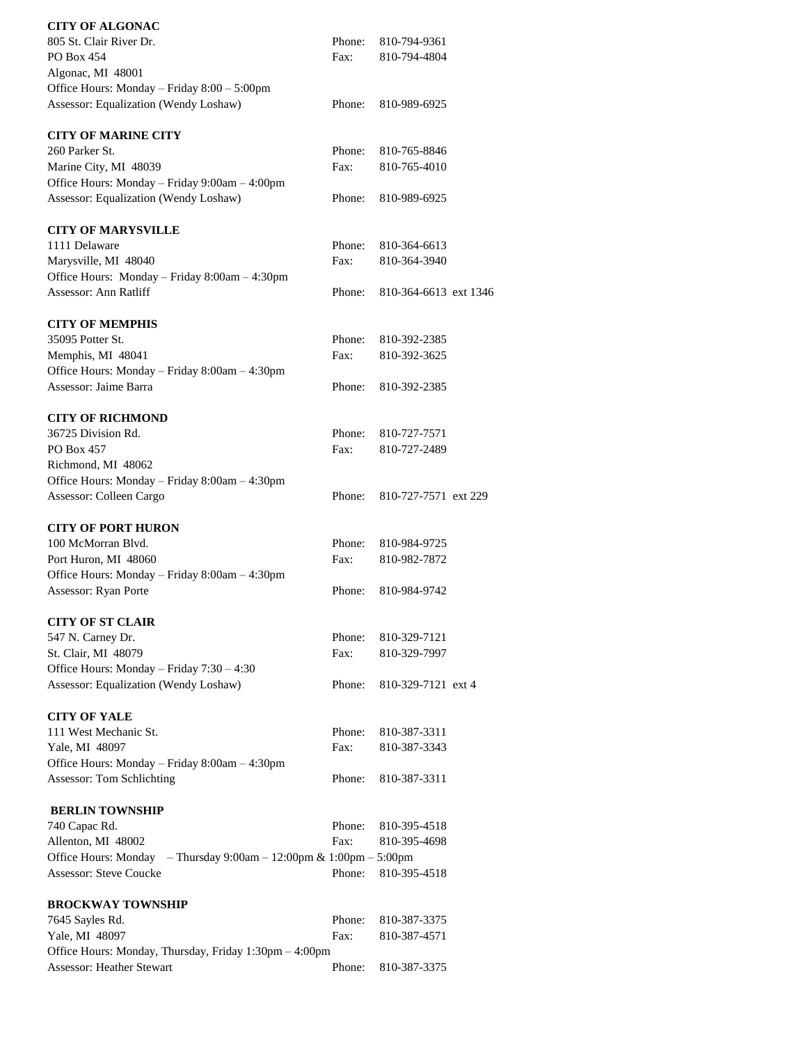**CITY OF ALGONAC**
805 St. Clair River Dr. Phone: 810-794-9361
PO Box 454 Fax: 810-794-4804
Algonac, MI 48001
Office Hours: Monday – Friday 8:00 – 5:00pm
Assessor: Equalization (Wendy Loshaw) Phone: 810-989-6925

**CITY OF MARINE CITY**
260 Parker St. Phone: 810-765-8846
Marine City, MI 48039 Fax: 810-765-4010
Office Hours: Monday – Friday 9:00am – 4:00pm
Assessor: Equalization (Wendy Loshaw) Phone: 810-989-6925

**CITY OF MARYSVILLE**
1111 Delaware Phone: 810-364-6613
Marysville, MI 48040 Fax: 810-364-3940
Office Hours: Monday – Friday 8:00am – 4:30pm
Assessor: Ann Ratliff Phone: 810-364-6613 ext 1346

**CITY OF MEMPHIS**
35095 Potter St. Phone: 810-392-2385
Memphis, MI 48041 Fax: 810-392-3625
Office Hours: Monday – Friday 8:00am – 4:30pm
Assessor: Jaime Barra Phone: 810-392-2385

**CITY OF RICHMOND**
36725 Division Rd. Phone: 810-727-7571
PO Box 457 Fax: 810-727-2489
Richmond, MI 48062
Office Hours: Monday – Friday 8:00am – 4:30pm
Assessor: Colleen Cargo Phone: 810-727-7571 ext 229

**CITY OF PORT HURON**
100 McMorran Blvd. Phone: 810-984-9725
Port Huron, MI 48060 Fax: 810-982-7872
Office Hours: Monday – Friday 8:00am – 4:30pm
Assessor: Ryan Porte Phone: 810-984-9742

**CITY OF ST CLAIR**
547 N. Carney Dr. Phone: 810-329-7121
St. Clair, MI 48079 Fax: 810-329-7997
Office Hours: Monday – Friday 7:30 – 4:30
Assessor: Equalization (Wendy Loshaw) Phone: 810-329-7121 ext 4

**CITY OF YALE**
111 West Mechanic St. Phone: 810-387-3311
Yale, MI 48097 Fax: 810-387-3343
Office Hours: Monday – Friday 8:00am – 4:30pm
Assessor: Tom Schlichting Phone: 810-387-3311

**BERLIN TOWNSHIP**
740 Capac Rd. Phone: 810-395-4518
Allenton, MI 48002 Fax: 810-395-4698
Office Hours: Monday – Thursday 9:00am – 12:00pm & 1:00pm – 5:00pm
Assessor: Steve Coucke Phone: 810-395-4518

**BROCKWAY TOWNSHIP**
7645 Sayles Rd. Phone: 810-387-3375
Yale, MI 48097 Fax: 810-387-4571
Office Hours: Monday, Thursday, Friday 1:30pm – 4:00pm
Assessor: Heather Stewart Phone: 810-387-3375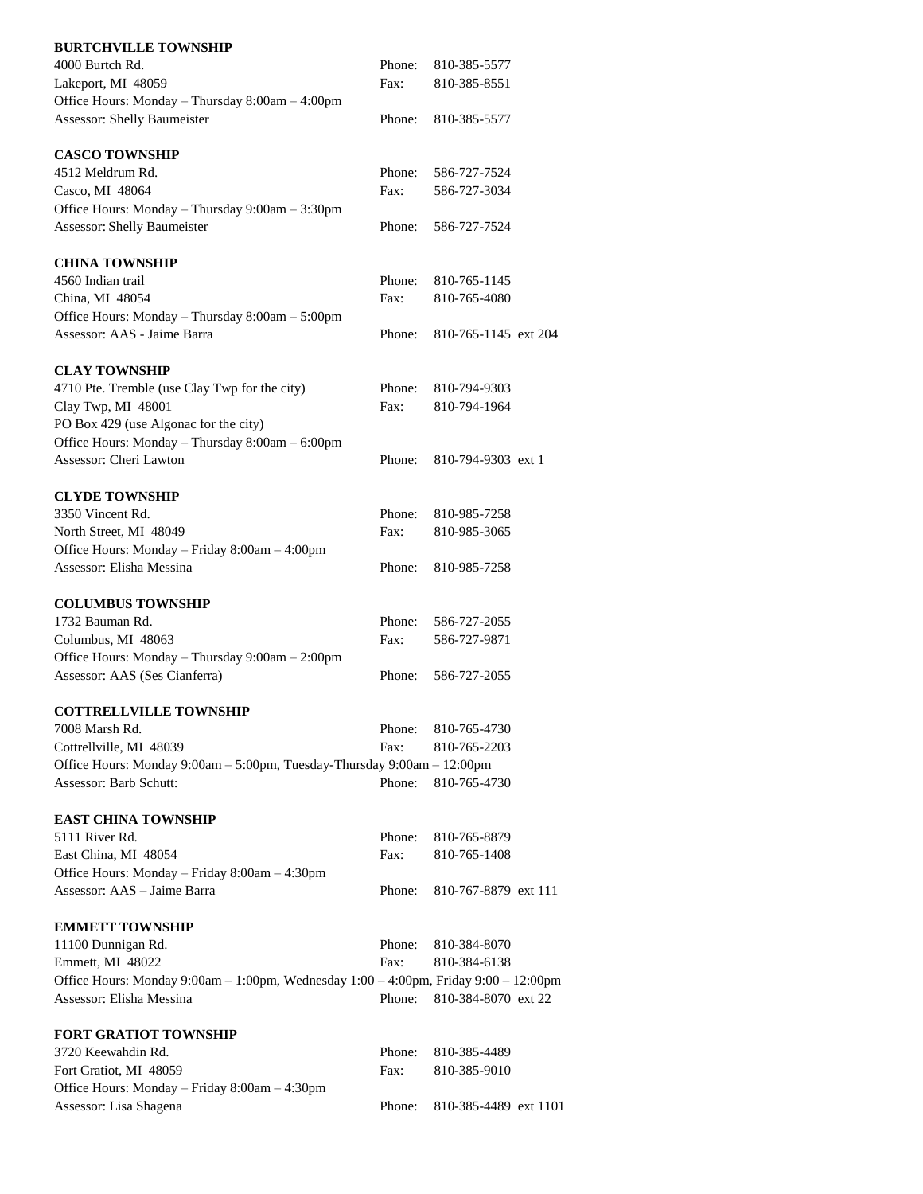**BURTCHVILLE TOWNSHIP**

4000 Burtch Rd. Phone: 810-385-5577
Lakeport, MI 48059 Fax: 810-385-8551
Office Hours: Monday – Thursday 8:00am – 4:00pm
Assessor: Shelly Baumeister Phone: 810-385-5577

**CASCO TOWNSHIP**

4512 Meldrum Rd. Phone: 586-727-7524
Casco, MI 48064 Fax: 586-727-3034
Office Hours: Monday – Thursday 9:00am – 3:30pm
Assessor: Shelly Baumeister Phone: 586-727-7524

**CHINA TOWNSHIP**

4560 Indian trail Phone: 810-765-1145
China, MI 48054 Fax: 810-765-4080
Office Hours: Monday – Thursday 8:00am – 5:00pm
Assessor: AAS - Jaime Barra Phone: 810-765-1145 ext 204

**CLAY TOWNSHIP**

4710 Pte. Tremble (use Clay Twp for the city) Phone: 810-794-9303
Clay Twp, MI 48001 Fax: 810-794-1964
PO Box 429 (use Algonac for the city)
Office Hours: Monday – Thursday 8:00am – 6:00pm
Assessor: Cheri Lawton Phone: 810-794-9303 ext 1

**CLYDE TOWNSHIP**

3350 Vincent Rd. Phone: 810-985-7258
North Street, MI 48049 Fax: 810-985-3065
Office Hours: Monday – Friday 8:00am – 4:00pm
Assessor: Elisha Messina Phone: 810-985-7258

**COLUMBUS TOWNSHIP**

1732 Bauman Rd. Phone: 586-727-2055
Columbus, MI 48063 Fax: 586-727-9871
Office Hours: Monday – Thursday 9:00am – 2:00pm
Assessor: AAS (Ses Cianferra) Phone: 586-727-2055

**COTTRELLVILLE TOWNSHIP**

7008 Marsh Rd. Phone: 810-765-4730
Cottrellville, MI 48039 Fax: 810-765-2203
Office Hours: Monday 9:00am – 5:00pm, Tuesday-Thursday 9:00am – 12:00pm
Assessor: Barb Schutt: Phone: 810-765-4730

**EAST CHINA TOWNSHIP**

5111 River Rd. Phone: 810-765-8879
East China, MI 48054 Fax: 810-765-1408
Office Hours: Monday – Friday 8:00am – 4:30pm
Assessor: AAS – Jaime Barra Phone: 810-767-8879 ext 111

**EMMETT TOWNSHIP**

11100 Dunnigan Rd. Phone: 810-384-8070
Emmett, MI 48022 Fax: 810-384-6138
Office Hours: Monday 9:00am – 1:00pm, Wednesday 1:00 – 4:00pm, Friday 9:00 – 12:00pm
Assessor: Elisha Messina Phone: 810-384-8070 ext 22

**FORT GRATIOT TOWNSHIP**

3720 Keewahdin Rd. Phone: 810-385-4489
Fort Gratiot, MI 48059 Fax: 810-385-9010
Office Hours: Monday – Friday 8:00am – 4:30pm
Assessor: Lisa Shagena Phone: 810-385-4489 ext 1101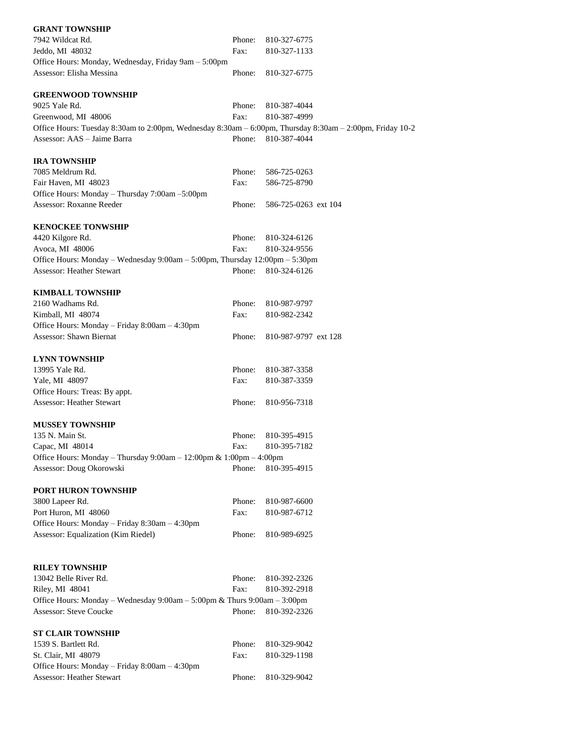**GRANT TOWNSHIP**
7942 Wildcat Rd. Phone: 810-327-6775
Jeddo, MI 48032 Fax: 810-327-1133
Office Hours: Monday, Wednesday, Friday 9am – 5:00pm
Assessor: Elisha Messina Phone: 810-327-6775

**GREENWOOD TOWNSHIP**
9025 Yale Rd. Phone: 810-387-4044
Greenwood, MI 48006 Fax: 810-387-4999
Office Hours: Tuesday 8:30am to 2:00pm, Wednesday 8:30am – 6:00pm, Thursday 8:30am – 2:00pm, Friday 10-2
Assessor: AAS – Jaime Barra Phone: 810-387-4044

**IRA TOWNSHIP**
7085 Meldrum Rd. Phone: 586-725-0263
Fair Haven, MI 48023 Fax: 586-725-8790
Office Hours: Monday – Thursday 7:00am –5:00pm
Assessor: Roxanne Reeder Phone: 586-725-0263 ext 104

**KENOCKEE TONWSHIP**
4420 Kilgore Rd. Phone: 810-324-6126
Avoca, MI 48006 Fax: 810-324-9556
Office Hours: Monday – Wednesday 9:00am – 5:00pm, Thursday 12:00pm – 5:30pm
Assessor: Heather Stewart Phone: 810-324-6126

**KIMBALL TOWNSHIP**
2160 Wadhams Rd. Phone: 810-987-9797
Kimball, MI 48074 Fax: 810-982-2342
Office Hours: Monday – Friday 8:00am – 4:30pm
Assessor: Shawn Biernat Phone: 810-987-9797 ext 128

**LYNN TOWNSHIP**
13995 Yale Rd. Phone: 810-387-3358
Yale, MI 48097 Fax: 810-387-3359
Office Hours: Treas: By appt.
Assessor: Heather Stewart Phone: 810-956-7318

**MUSSEY TOWNSHIP**
135 N. Main St. Phone: 810-395-4915
Capac, MI 48014 Fax: 810-395-7182
Office Hours: Monday – Thursday 9:00am – 12:00pm & 1:00pm – 4:00pm
Assessor: Doug Okorowski Phone: 810-395-4915

**PORT HURON TOWNSHIP**
3800 Lapeer Rd. Phone: 810-987-6600
Port Huron, MI 48060 Fax: 810-987-6712
Office Hours: Monday – Friday 8:30am – 4:30pm
Assessor: Equalization (Kim Riedel) Phone: 810-989-6925

**RILEY TOWNSHIP**
13042 Belle River Rd. Phone: 810-392-2326
Riley, MI 48041 Fax: 810-392-2918
Office Hours: Monday – Wednesday 9:00am – 5:00pm & Thurs 9:00am – 3:00pm
Assessor: Steve Coucke Phone: 810-392-2326

**ST CLAIR TOWNSHIP**
1539 S. Bartlett Rd. Phone: 810-329-9042
St. Clair, MI 48079 Fax: 810-329-1198
Office Hours: Monday – Friday 8:00am – 4:30pm
Assessor: Heather Stewart Phone: 810-329-9042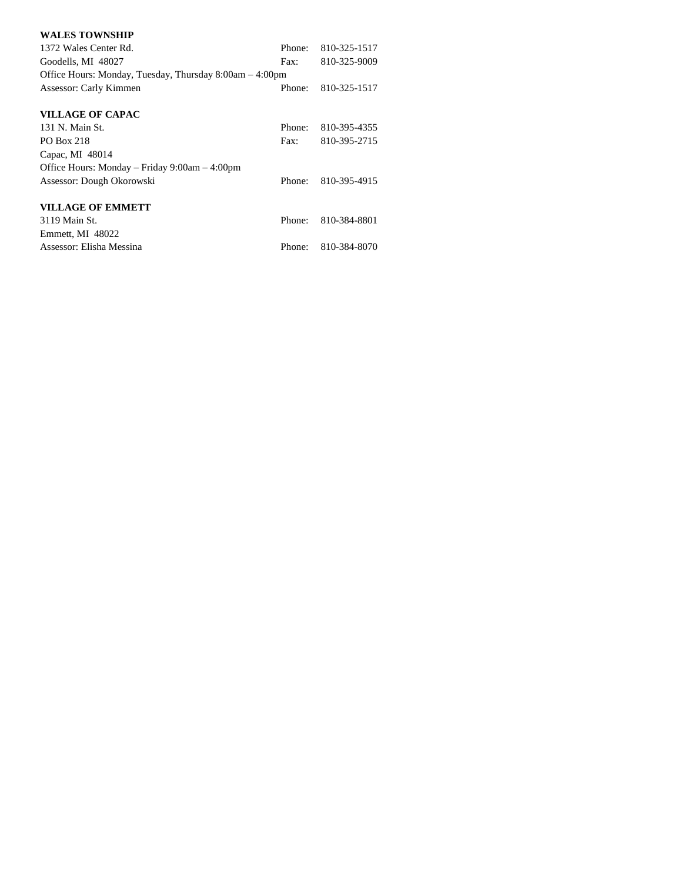**WALES TOWNSHIP**

| | | |
|---|---|---|
| 1372 Wales Center Rd. | Phone: | 810-325-1517 |
| Goodells, MI 48027 | Fax: | 810-325-9009 |
| Office Hours: Monday, Tuesday, Thursday 8:00am – 4:00pm | | |
| Assessor: Carly Kimmen | Phone: | 810-325-1517 |

**VILLAGE OF CAPAC**

| | | |
|---|---|---|
| 131 N. Main St. | Phone: | 810-395-4355 |
| PO Box 218 | Fax: | 810-395-2715 |
| Capac, MI 48014 | | |
| Office Hours: Monday – Friday 9:00am – 4:00pm | | |
| Assessor: Dough Okorowski | Phone: | 810-395-4915 |

**VILLAGE OF EMMETT**

| | | |
|---|---|---|
| 3119 Main St. | Phone: | 810-384-8801 |
| Emmett, MI 48022 | | |
| Assessor: Elisha Messina | Phone: | 810-384-8070 |